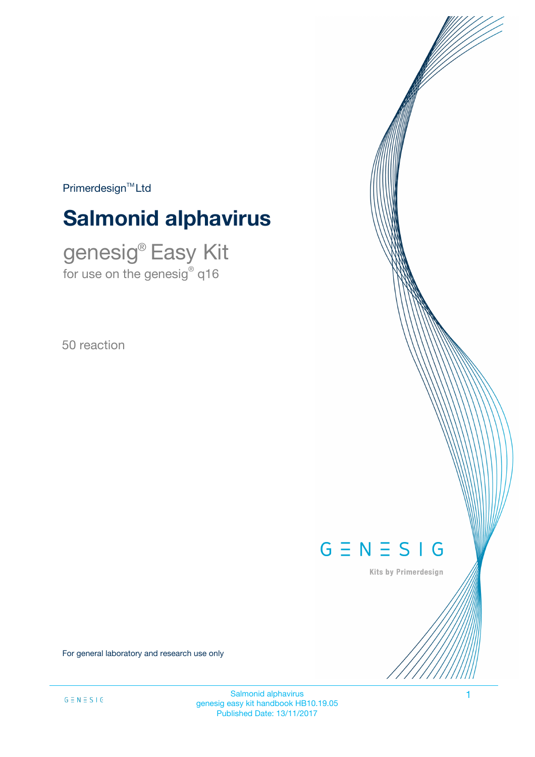Primerdesign™ Ltd

# Salmonid alphavirus

## genesig® Easy Kit

for use on the genesig® q16

50 reaction

GENESIG

Kits by Primerdesign

For general laboratory and research use only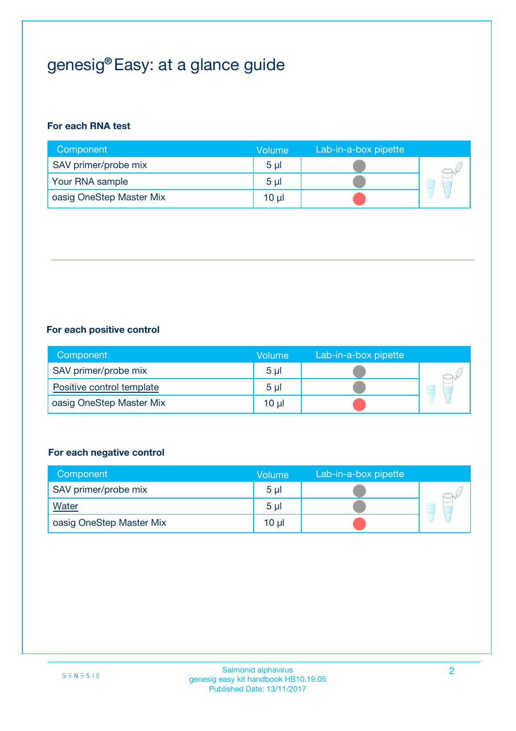# genesig® Easy: at a glance guide

**For each RNA test**

| Component | Volume | Lab-in-a-box pipette |
|---|---|---|
| SAV primer/probe mix | 5 µl | ● |
| Your RNA sample | 5 µl | ● |
| oasig OneStep Master Mix | 10 µl | ● |

**For each positive control**

| Component | Volume | Lab-in-a-box pipette |
|---|---|---|
| SAV primer/probe mix | 5 µl | ● |
| Positive control template | 5 µl | ● |
| oasig OneStep Master Mix | 10 µl | ● |

**For each negative control**

| Component | Volume | Lab-in-a-box pipette |
|---|---|---|
| SAV primer/probe mix | 5 µl | ● |
| Water | 5 µl | ● |
| oasig OneStep Master Mix | 10 µl | ● |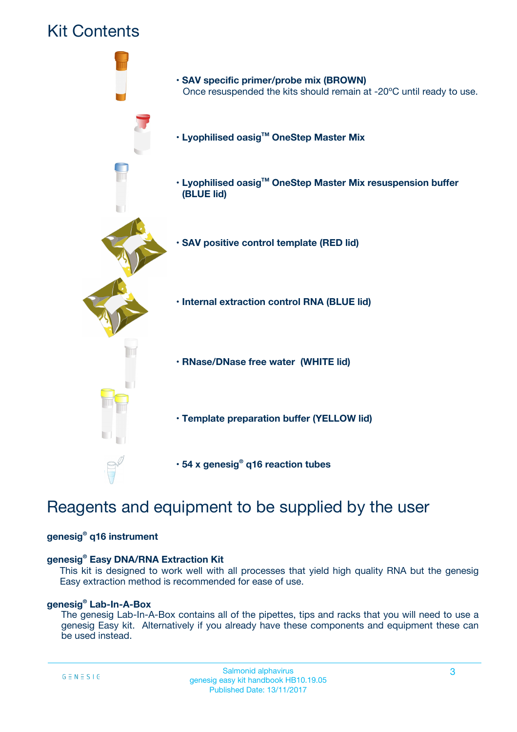# Kit Contents

- **SAV specific primer/probe mix (BROWN)**
  Once resuspended the kits should remain at -20ºC until ready to use.
- **Lyophilised oasig™ OneStep Master Mix**
- **Lyophilised oasig™ OneStep Master Mix resuspension buffer (BLUE lid)**
- **SAV positive control template (RED lid)**
- **Internal extraction control RNA (BLUE lid)**
- **RNase/DNase free water (WHITE lid)**
- **Template preparation buffer (YELLOW lid)**
- **54 x genesig® q16 reaction tubes**

# Reagents and equipment to be supplied by the user

**genesig® q16 instrument**

**genesig® Easy DNA/RNA Extraction Kit**
This kit is designed to work well with all processes that yield high quality RNA but the genesig Easy extraction method is recommended for ease of use.

**genesig® Lab-In-A-Box**
The genesig Lab-In-A-Box contains all of the pipettes, tips and racks that you will need to use a genesig Easy kit. Alternatively if you already have these components and equipment these can be used instead.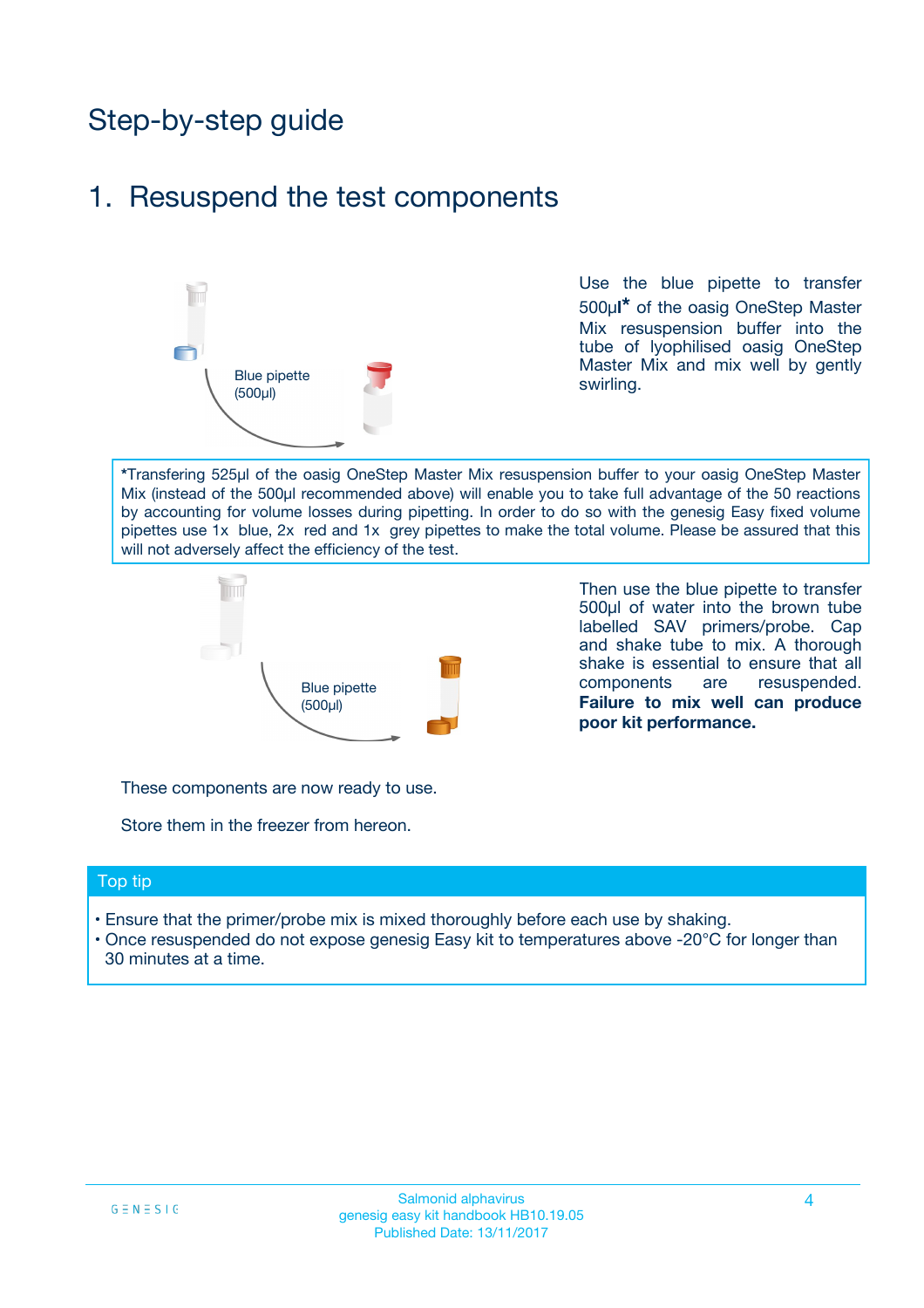# Step-by-step guide

## 1. Resuspend the test components

Blue pipette (500µl)

Use the blue pipette to transfer 500µl* of the oasig OneStep Master Mix resuspension buffer into the tube of lyophilised oasig OneStep Master Mix and mix well by gently swirling.

*Transfering 525µl of the oasig OneStep Master Mix resuspension buffer to your oasig OneStep Master Mix (instead of the 500µl recommended above) will enable you to take full advantage of the 50 reactions by accounting for volume losses during pipetting. In order to do so with the genesig Easy fixed volume pipettes use 1x blue, 2x red and 1x grey pipettes to make the total volume. Please be assured that this will not adversely affect the efficiency of the test.

Blue pipette (500µl)

Then use the blue pipette to transfer 500µl of water into the brown tube labelled SAV primers/probe. Cap and shake tube to mix. A thorough shake is essential to ensure that all components are resuspended. **Failure to mix well can produce poor kit performance.**

These components are now ready to use.

Store them in the freezer from hereon.

### Top tip

- Ensure that the primer/probe mix is mixed thoroughly before each use by shaking.
- Once resuspended do not expose genesig Easy kit to temperatures above -20°C for longer than 30 minutes at a time.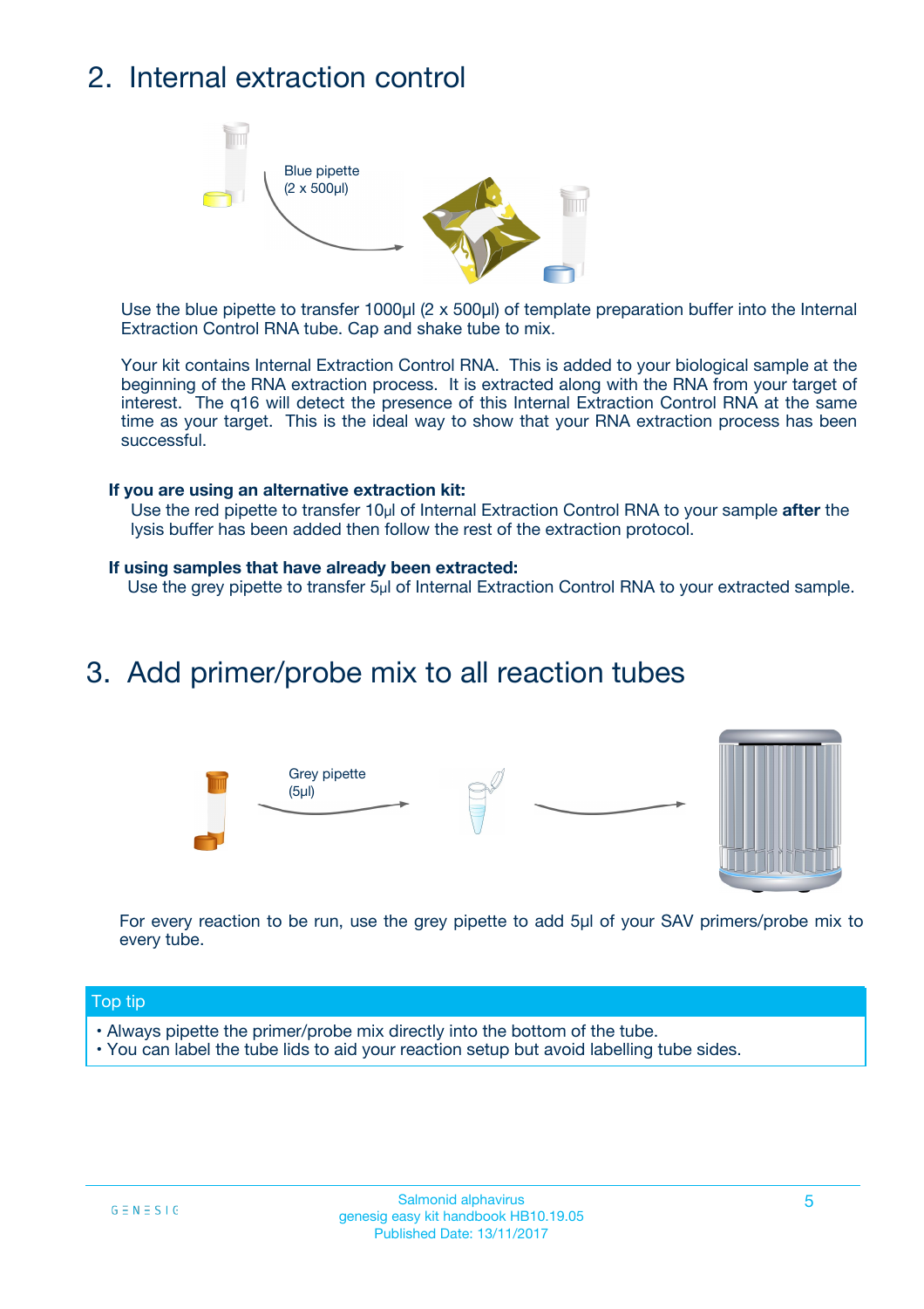## 2. Internal extraction control

Blue pipette
(2 x 500µl)

Use the blue pipette to transfer 1000µl (2 x 500µl) of template preparation buffer into the Internal Extraction Control RNA tube. Cap and shake tube to mix.

Your kit contains Internal Extraction Control RNA. This is added to your biological sample at the beginning of the RNA extraction process. It is extracted along with the RNA from your target of interest. The q16 will detect the presence of this Internal Extraction Control RNA at the same time as your target. This is the ideal way to show that your RNA extraction process has been successful.

**If you are using an alternative extraction kit:**

Use the red pipette to transfer 10µl of Internal Extraction Control RNA to your sample **after** the lysis buffer has been added then follow the rest of the extraction protocol.

**If using samples that have already been extracted:**

Use the grey pipette to transfer 5µl of Internal Extraction Control RNA to your extracted sample.

## 3. Add primer/probe mix to all reaction tubes

Grey pipette
(5µl)

For every reaction to be run, use the grey pipette to add 5µl of your SAV primers/probe mix to every tube.

**Top tip**

- Always pipette the primer/probe mix directly into the bottom of the tube.
- You can label the tube lids to aid your reaction setup but avoid labelling tube sides.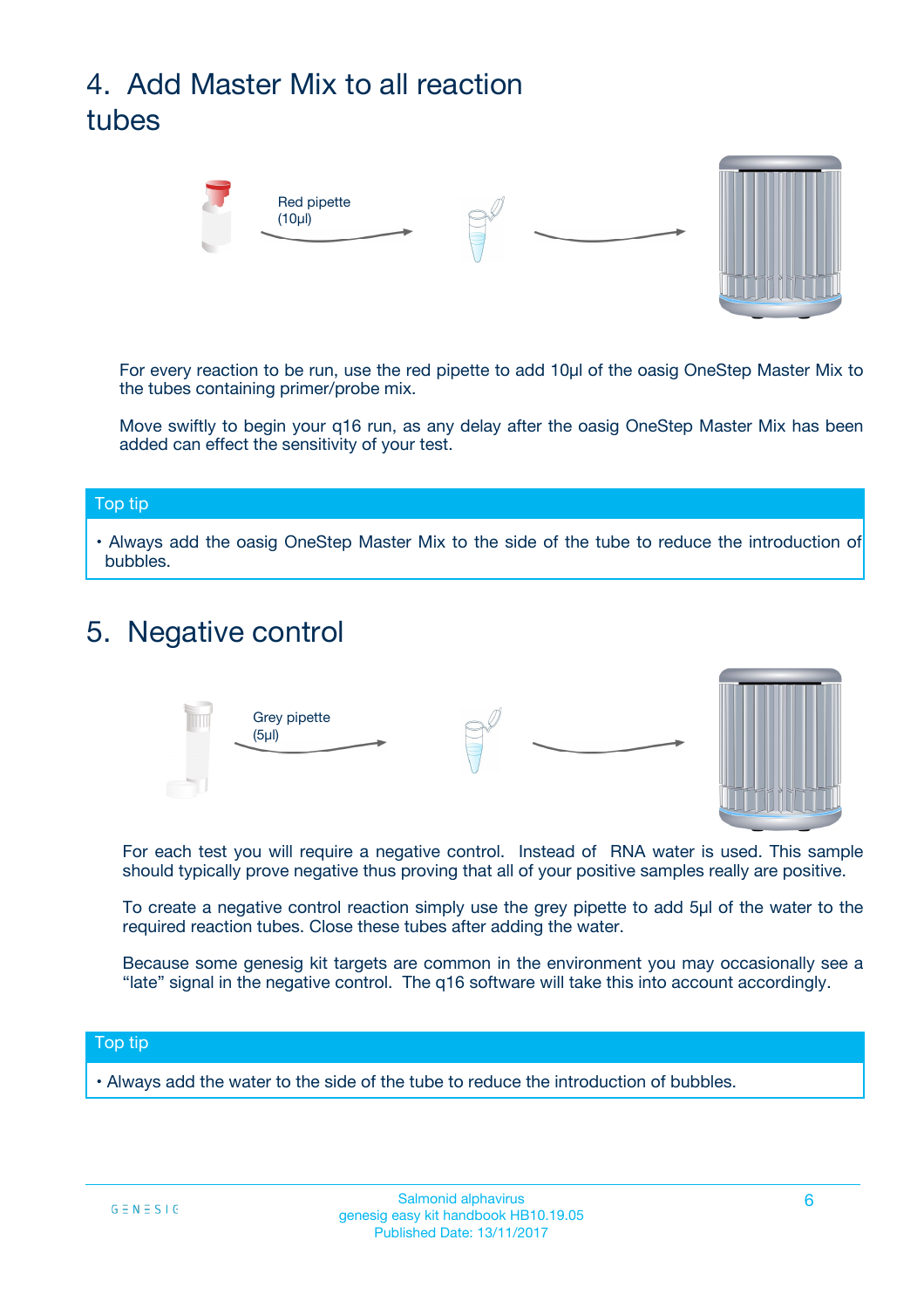# 4. Add Master Mix to all reaction tubes

Red pipette (10µl)

For every reaction to be run, use the red pipette to add 10µl of the oasig OneStep Master Mix to the tubes containing primer/probe mix.

Move swiftly to begin your q16 run, as any delay after the oasig OneStep Master Mix has been added can effect the sensitivity of your test.

**Top tip**

- Always add the oasig OneStep Master Mix to the side of the tube to reduce the introduction of bubbles.

# 5. Negative control

Grey pipette (5µl)

For each test you will require a negative control. Instead of RNA water is used. This sample should typically prove negative thus proving that all of your positive samples really are positive.

To create a negative control reaction simply use the grey pipette to add 5µl of the water to the required reaction tubes. Close these tubes after adding the water.

Because some genesig kit targets are common in the environment you may occasionally see a "late" signal in the negative control. The q16 software will take this into account accordingly.

**Top tip**

- Always add the water to the side of the tube to reduce the introduction of bubbles.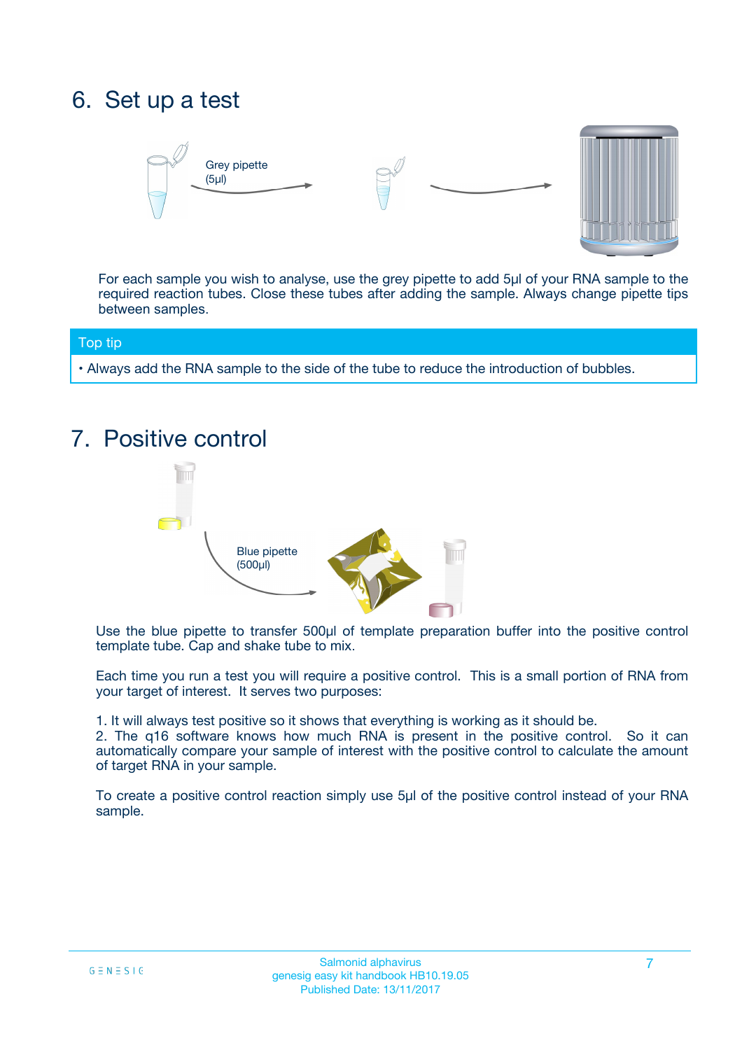## 6. Set up a test

Grey pipette (5µl)

For each sample you wish to analyse, use the grey pipette to add 5µl of your RNA sample to the required reaction tubes. Close these tubes after adding the sample. Always change pipette tips between samples.

**Top tip**

- Always add the RNA sample to the side of the tube to reduce the introduction of bubbles.

## 7. Positive control

Blue pipette (500µl)

Use the blue pipette to transfer 500µl of template preparation buffer into the positive control template tube. Cap and shake tube to mix.

Each time you run a test you will require a positive control. This is a small portion of RNA from your target of interest. It serves two purposes:

1. It will always test positive so it shows that everything is working as it should be.
2. The q16 software knows how much RNA is present in the positive control. So it can automatically compare your sample of interest with the positive control to calculate the amount of target RNA in your sample.

To create a positive control reaction simply use 5µl of the positive control instead of your RNA sample.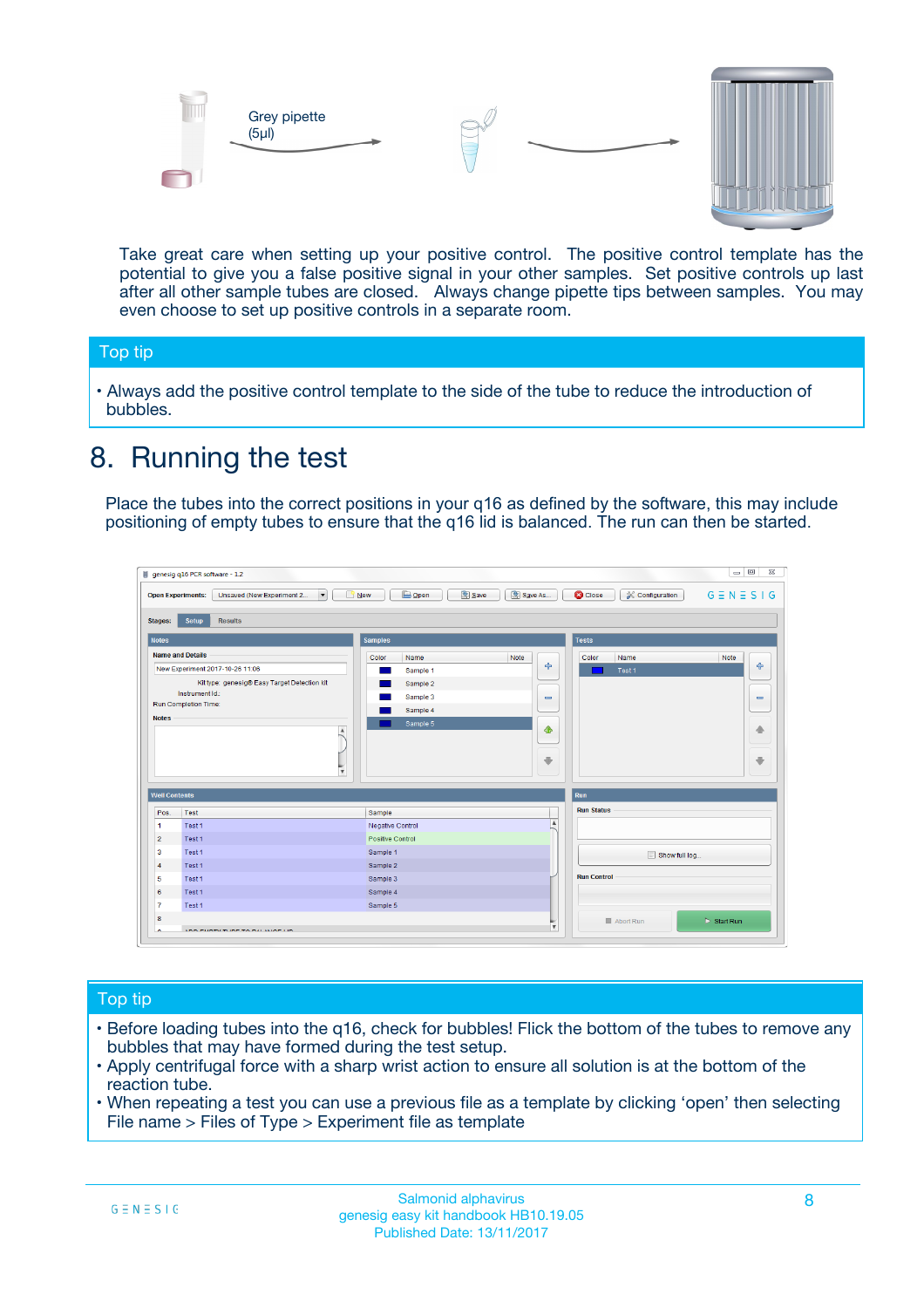Grey pipette (5µl)

Take great care when setting up your positive control. The positive control template has the potential to give you a false positive signal in your other samples. Set positive controls up last after all other sample tubes are closed. Always change pipette tips between samples. You may even choose to set up positive controls in a separate room.

## Top tip

- Always add the positive control template to the side of the tube to reduce the introduction of bubbles.

# 8. Running the test

Place the tubes into the correct positions in your q16 as defined by the software, this may include positioning of empty tubes to ensure that the q16 lid is balanced. The run can then be started.

## Top tip

- Before loading tubes into the q16, check for bubbles! Flick the bottom of the tubes to remove any bubbles that may have formed during the test setup.
- Apply centrifugal force with a sharp wrist action to ensure all solution is at the bottom of the reaction tube.
- When repeating a test you can use a previous file as a template by clicking ‘open’ then selecting File name > Files of Type > Experiment file as template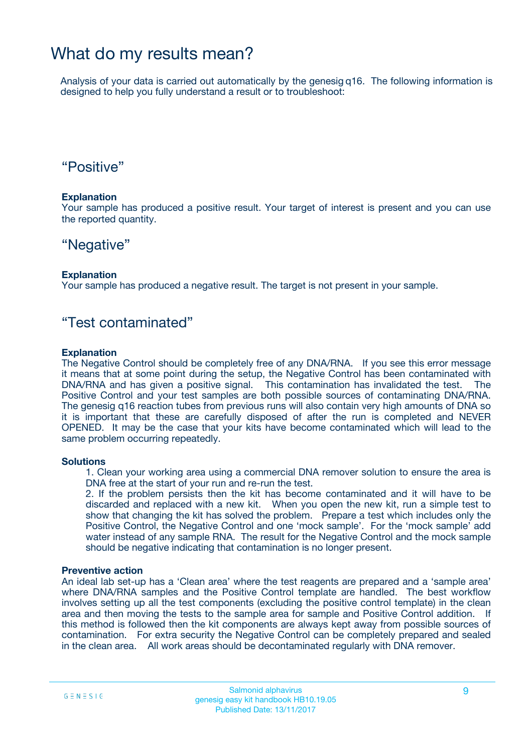# What do my results mean?

Analysis of your data is carried out automatically by the genesig q16. The following information is designed to help you fully understand a result or to troubleshoot:

## “Positive”

**Explanation**
Your sample has produced a positive result. Your target of interest is present and you can use the reported quantity.

## “Negative”

**Explanation**
Your sample has produced a negative result. The target is not present in your sample.

## “Test contaminated”

**Explanation**
The Negative Control should be completely free of any DNA/RNA. If you see this error message it means that at some point during the setup, the Negative Control has been contaminated with DNA/RNA and has given a positive signal. This contamination has invalidated the test. The Positive Control and your test samples are both possible sources of contaminating DNA/RNA. The genesig q16 reaction tubes from previous runs will also contain very high amounts of DNA so it is important that these are carefully disposed of after the run is completed and NEVER OPENED. It may be the case that your kits have become contaminated which will lead to the same problem occurring repeatedly.

**Solutions**

1. Clean your working area using a commercial DNA remover solution to ensure the area is DNA free at the start of your run and re-run the test.
2. If the problem persists then the kit has become contaminated and it will have to be discarded and replaced with a new kit. When you open the new kit, run a simple test to show that changing the kit has solved the problem. Prepare a test which includes only the Positive Control, the Negative Control and one ‘mock sample’. For the ‘mock sample’ add water instead of any sample RNA. The result for the Negative Control and the mock sample should be negative indicating that contamination is no longer present.

**Preventive action**
An ideal lab set-up has a ‘Clean area’ where the test reagents are prepared and a ‘sample area’ where DNA/RNA samples and the Positive Control template are handled. The best workflow involves setting up all the test components (excluding the positive control template) in the clean area and then moving the tests to the sample area for sample and Positive Control addition. If this method is followed then the kit components are always kept away from possible sources of contamination. For extra security the Negative Control can be completely prepared and sealed in the clean area. All work areas should be decontaminated regularly with DNA remover.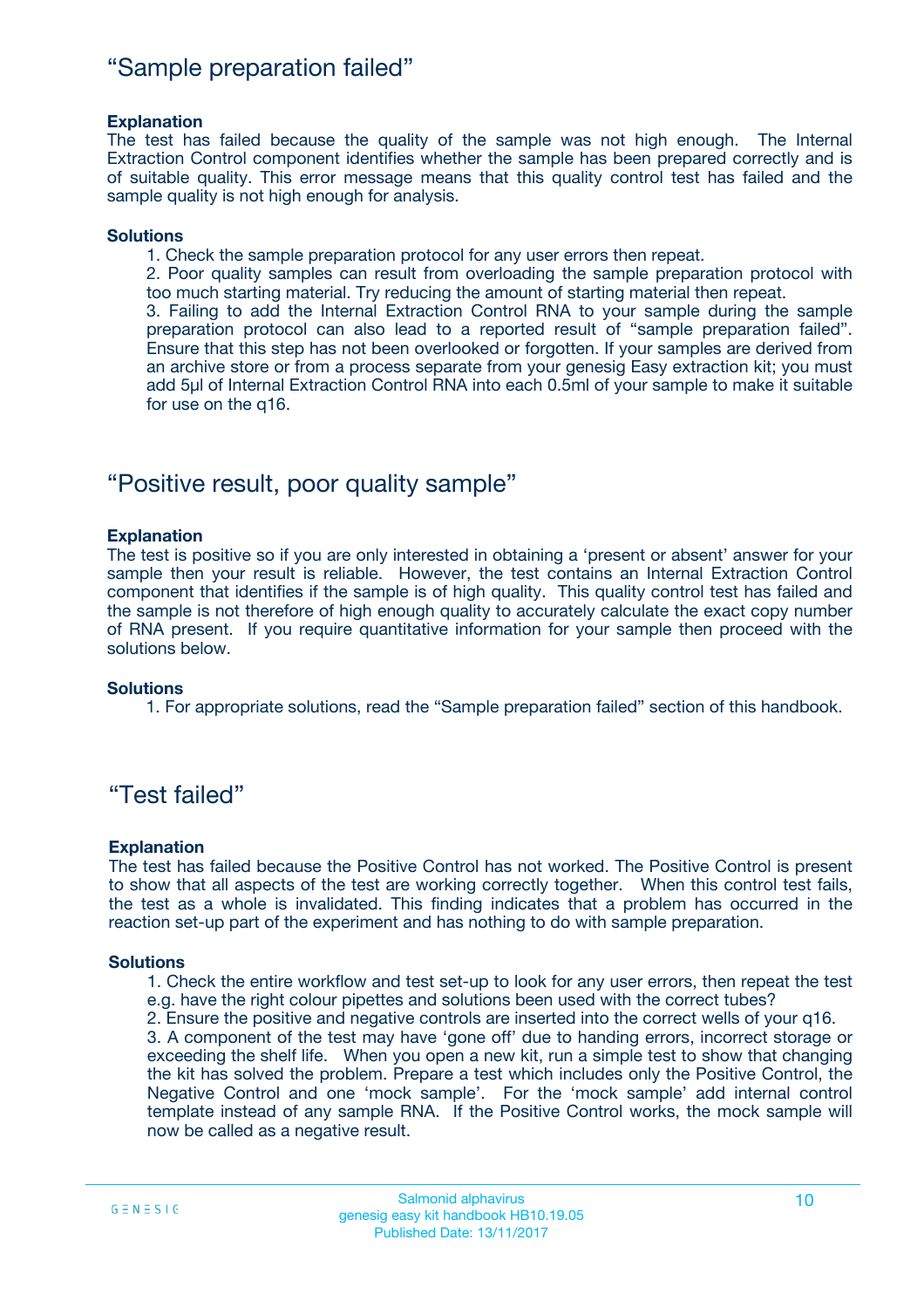## "Sample preparation failed"

**Explanation**

The test has failed because the quality of the sample was not high enough. The Internal Extraction Control component identifies whether the sample has been prepared correctly and is of suitable quality. This error message means that this quality control test has failed and the sample quality is not high enough for analysis.

**Solutions**

1. Check the sample preparation protocol for any user errors then repeat.
2. Poor quality samples can result from overloading the sample preparation protocol with too much starting material. Try reducing the amount of starting material then repeat.
3. Failing to add the Internal Extraction Control RNA to your sample during the sample preparation protocol can also lead to a reported result of "sample preparation failed". Ensure that this step has not been overlooked or forgotten. If your samples are derived from an archive store or from a process separate from your genesig Easy extraction kit; you must add 5µl of Internal Extraction Control RNA into each 0.5ml of your sample to make it suitable for use on the q16.

## "Positive result, poor quality sample"

**Explanation**

The test is positive so if you are only interested in obtaining a 'present or absent' answer for your sample then your result is reliable. However, the test contains an Internal Extraction Control component that identifies if the sample is of high quality. This quality control test has failed and the sample is not therefore of high enough quality to accurately calculate the exact copy number of RNA present. If you require quantitative information for your sample then proceed with the solutions below.

**Solutions**

1. For appropriate solutions, read the "Sample preparation failed" section of this handbook.

## "Test failed"

**Explanation**

The test has failed because the Positive Control has not worked. The Positive Control is present to show that all aspects of the test are working correctly together. When this control test fails, the test as a whole is invalidated. This finding indicates that a problem has occurred in the reaction set-up part of the experiment and has nothing to do with sample preparation.

**Solutions**

1. Check the entire workflow and test set-up to look for any user errors, then repeat the test e.g. have the right colour pipettes and solutions been used with the correct tubes?
2. Ensure the positive and negative controls are inserted into the correct wells of your q16.
3. A component of the test may have 'gone off' due to handing errors, incorrect storage or exceeding the shelf life. When you open a new kit, run a simple test to show that changing the kit has solved the problem. Prepare a test which includes only the Positive Control, the Negative Control and one 'mock sample'. For the 'mock sample' add internal control template instead of any sample RNA. If the Positive Control works, the mock sample will now be called as a negative result.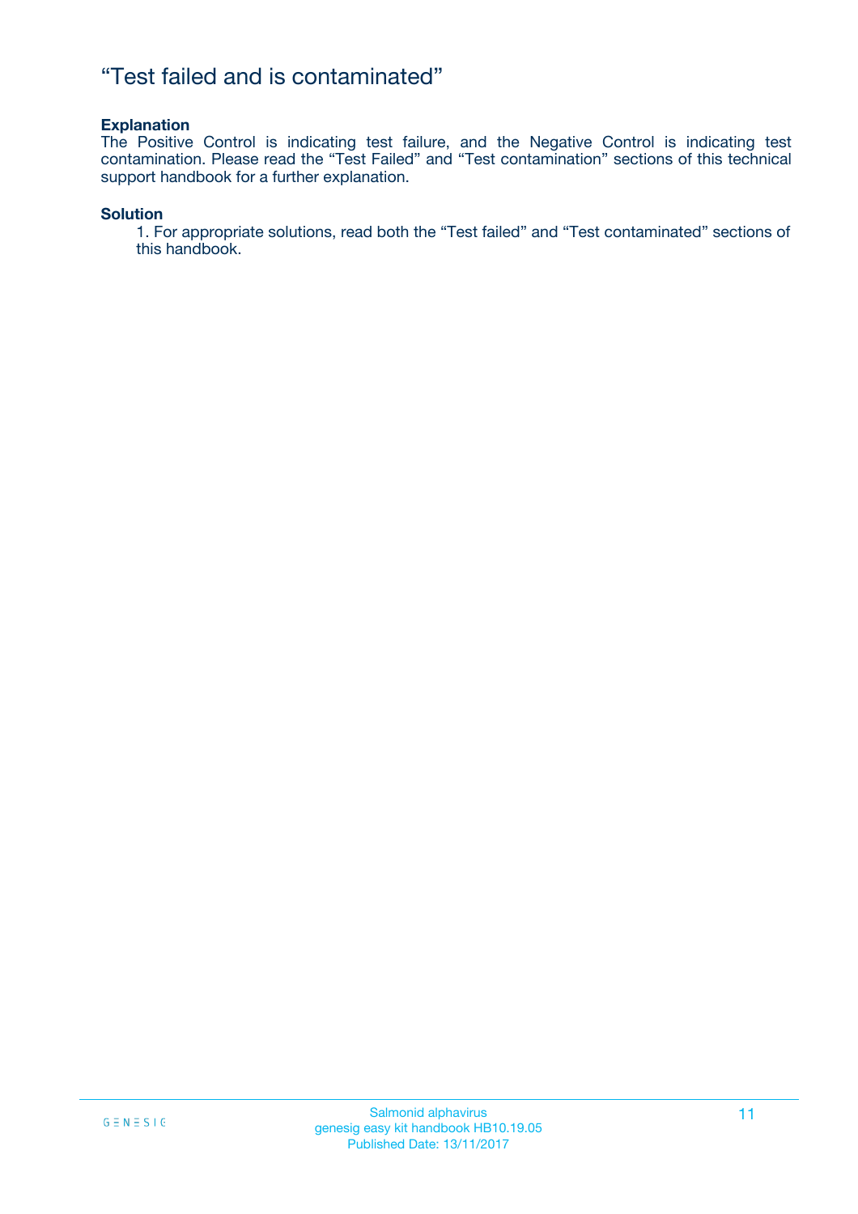# “Test failed and is contaminated”

**Explanation**

The Positive Control is indicating test failure, and the Negative Control is indicating test contamination. Please read the “Test Failed” and “Test contamination” sections of this technical support handbook for a further explanation.

**Solution**

1. For appropriate solutions, read both the “Test failed” and “Test contaminated” sections of this handbook.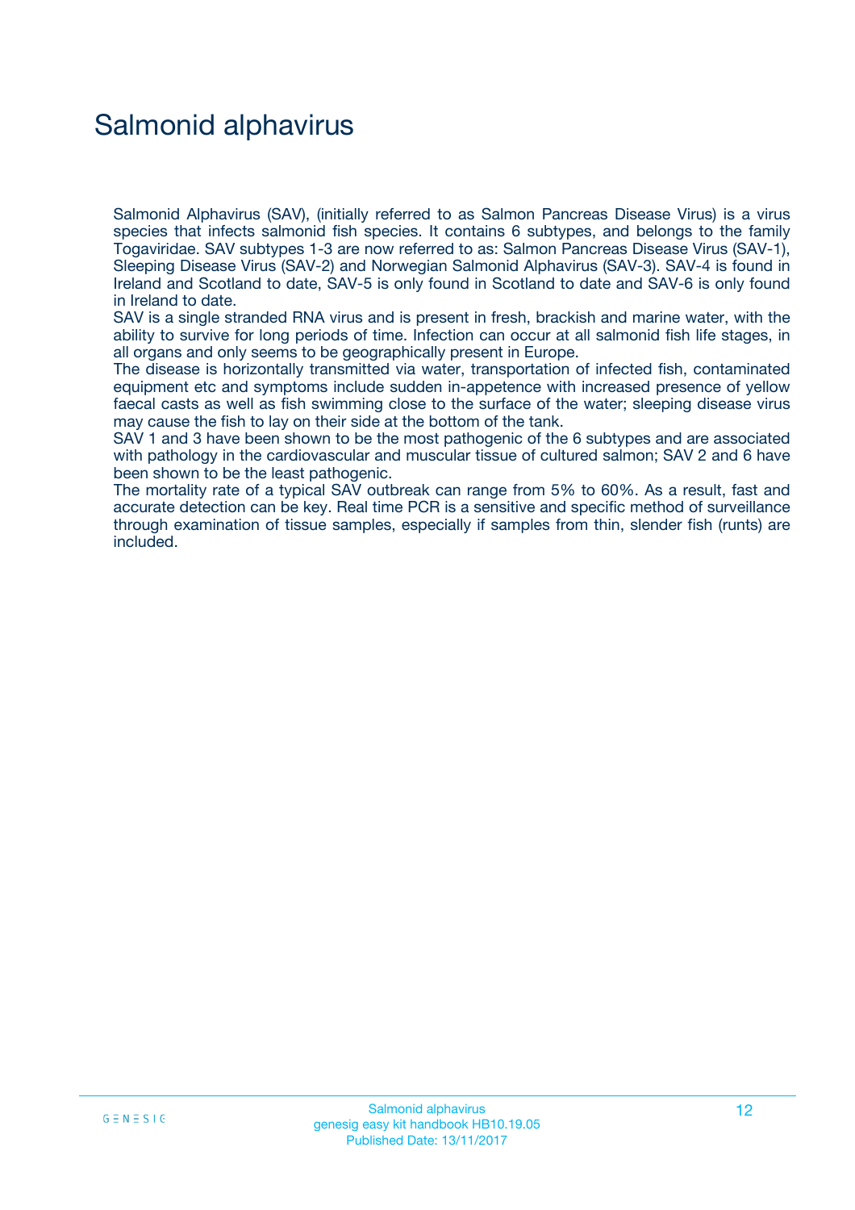# Salmonid alphavirus

Salmonid Alphavirus (SAV), (initially referred to as Salmon Pancreas Disease Virus) is a virus species that infects salmonid fish species. It contains 6 subtypes, and belongs to the family Togaviridae. SAV subtypes 1-3 are now referred to as: Salmon Pancreas Disease Virus (SAV-1), Sleeping Disease Virus (SAV-2) and Norwegian Salmonid Alphavirus (SAV-3). SAV-4 is found in Ireland and Scotland to date, SAV-5 is only found in Scotland to date and SAV-6 is only found in Ireland to date.

SAV is a single stranded RNA virus and is present in fresh, brackish and marine water, with the ability to survive for long periods of time. Infection can occur at all salmonid fish life stages, in all organs and only seems to be geographically present in Europe.

The disease is horizontally transmitted via water, transportation of infected fish, contaminated equipment etc and symptoms include sudden in-appetence with increased presence of yellow faecal casts as well as fish swimming close to the surface of the water; sleeping disease virus may cause the fish to lay on their side at the bottom of the tank.

SAV 1 and 3 have been shown to be the most pathogenic of the 6 subtypes and are associated with pathology in the cardiovascular and muscular tissue of cultured salmon; SAV 2 and 6 have been shown to be the least pathogenic.

The mortality rate of a typical SAV outbreak can range from 5% to 60%. As a result, fast and accurate detection can be key. Real time PCR is a sensitive and specific method of surveillance through examination of tissue samples, especially if samples from thin, slender fish (runts) are included.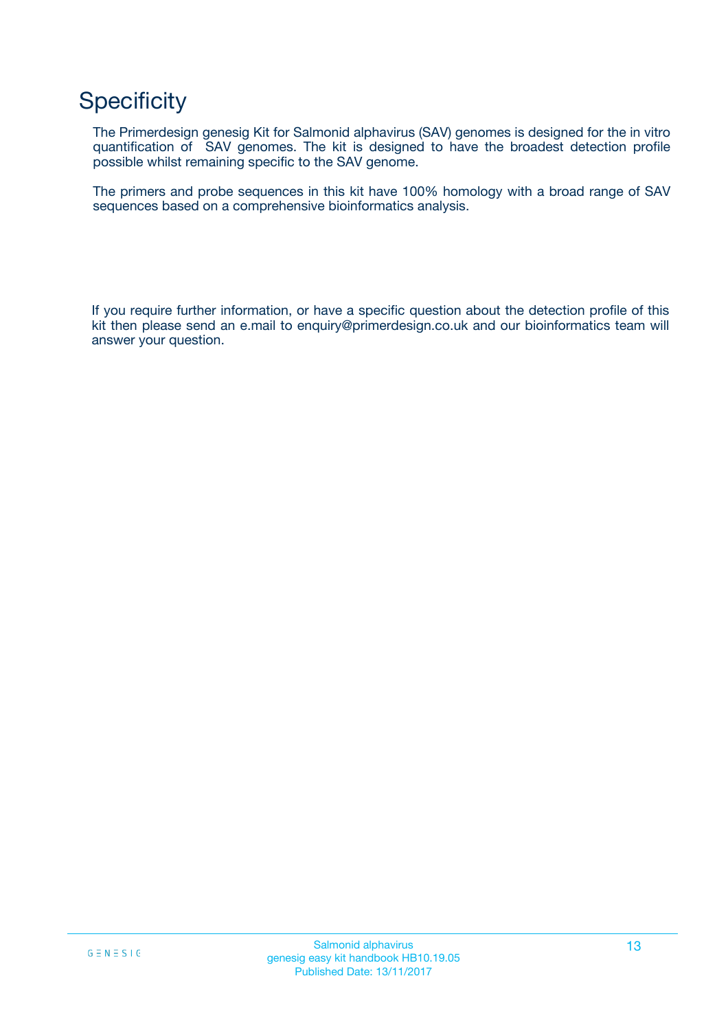# Specificity

The Primerdesign genesig Kit for Salmonid alphavirus (SAV) genomes is designed for the in vitro quantification of SAV genomes. The kit is designed to have the broadest detection profile possible whilst remaining specific to the SAV genome.

The primers and probe sequences in this kit have 100% homology with a broad range of SAV sequences based on a comprehensive bioinformatics analysis.

If you require further information, or have a specific question about the detection profile of this kit then please send an e.mail to enquiry@primerdesign.co.uk and our bioinformatics team will answer your question.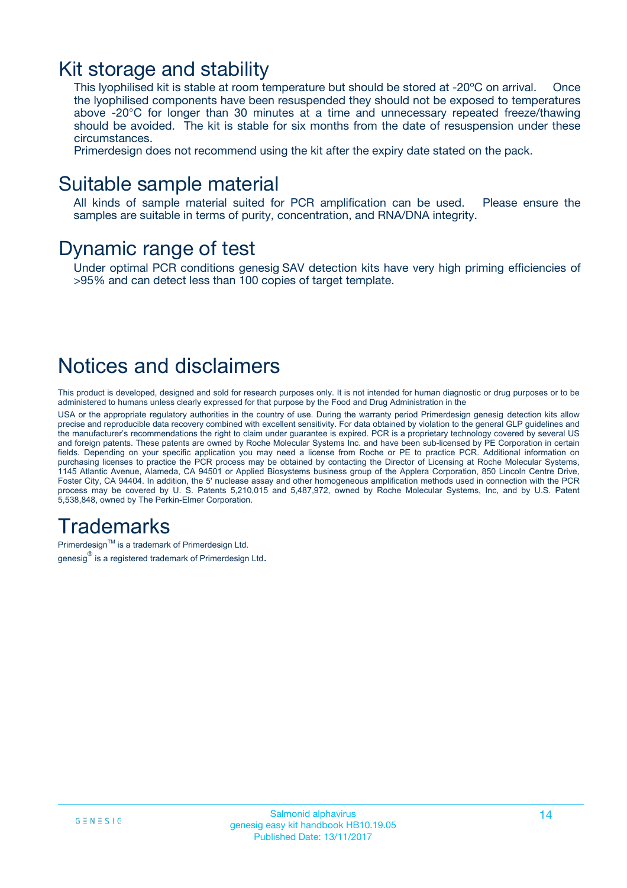## Kit storage and stability

This lyophilised kit is stable at room temperature but should be stored at -20ºC on arrival. Once the lyophilised components have been resuspended they should not be exposed to temperatures above -20°C for longer than 30 minutes at a time and unnecessary repeated freeze/thawing should be avoided. The kit is stable for six months from the date of resuspension under these circumstances.

Primerdesign does not recommend using the kit after the expiry date stated on the pack.

## Suitable sample material

All kinds of sample material suited for PCR amplification can be used. Please ensure the samples are suitable in terms of purity, concentration, and RNA/DNA integrity.

## Dynamic range of test

Under optimal PCR conditions genesig SAV detection kits have very high priming efficiencies of >95% and can detect less than 100 copies of target template.

# Notices and disclaimers

This product is developed, designed and sold for research purposes only. It is not intended for human diagnostic or drug purposes or to be administered to humans unless clearly expressed for that purpose by the Food and Drug Administration in the

USA or the appropriate regulatory authorities in the country of use. During the warranty period Primerdesign genesig detection kits allow precise and reproducible data recovery combined with excellent sensitivity. For data obtained by violation to the general GLP guidelines and the manufacturer's recommendations the right to claim under guarantee is expired. PCR is a proprietary technology covered by several US and foreign patents. These patents are owned by Roche Molecular Systems Inc. and have been sub-licensed by PE Corporation in certain fields. Depending on your specific application you may need a license from Roche or PE to practice PCR. Additional information on purchasing licenses to practice the PCR process may be obtained by contacting the Director of Licensing at Roche Molecular Systems, 1145 Atlantic Avenue, Alameda, CA 94501 or Applied Biosystems business group of the Applera Corporation, 850 Lincoln Centre Drive, Foster City, CA 94404. In addition, the 5' nuclease assay and other homogeneous amplification methods used in connection with the PCR process may be covered by U. S. Patents 5,210,015 and 5,487,972, owned by Roche Molecular Systems, Inc, and by U.S. Patent 5,538,848, owned by The Perkin-Elmer Corporation.

# Trademarks

Primerdesign™ is a trademark of Primerdesign Ltd.

genesig® is a registered trademark of Primerdesign Ltd.